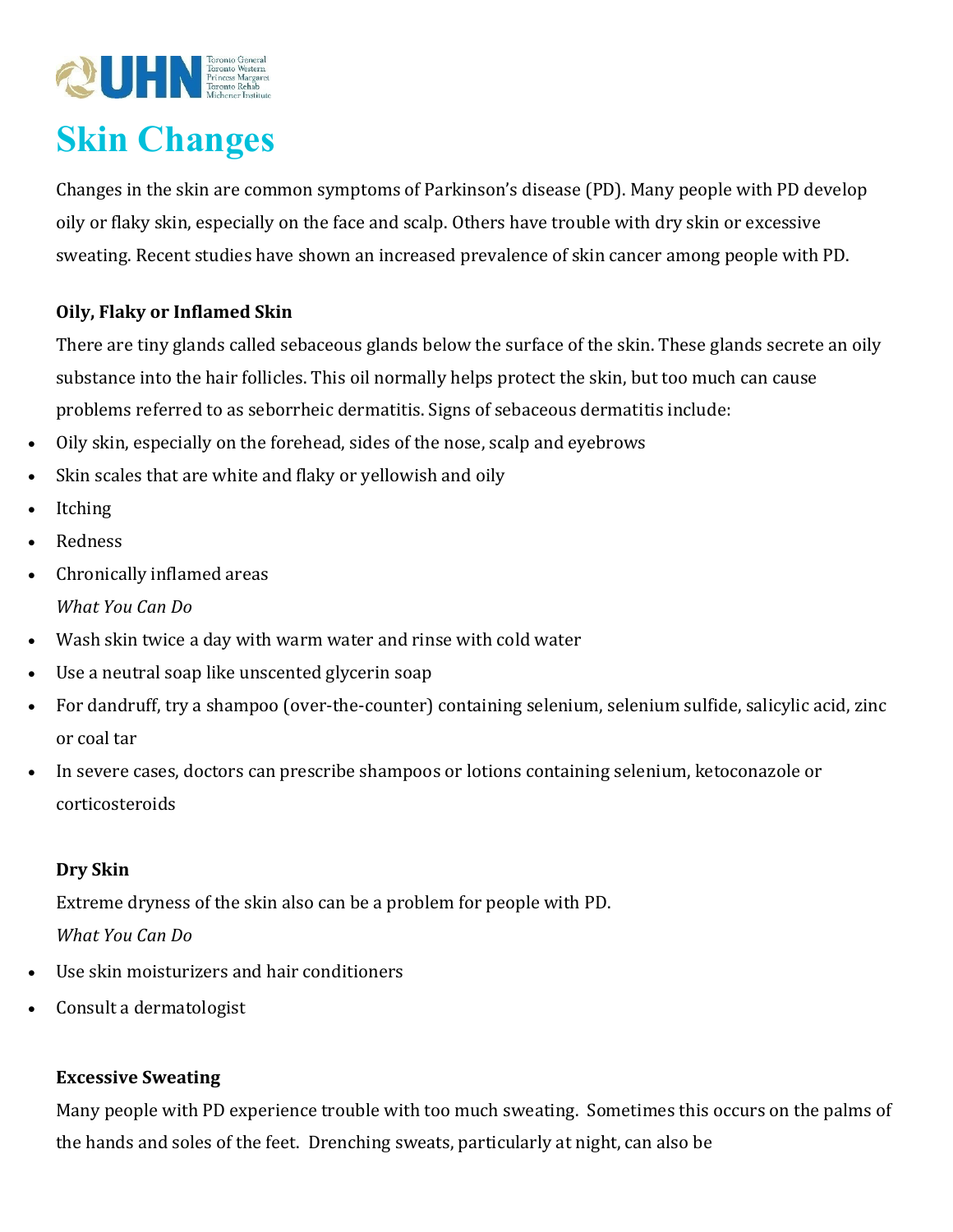# Skin Changes

Changes in the skin are common symptoms of Parkinson's disease (PD). Many people with PD develop oily or flaky skin, especially on the face and scalp. Others have trouble with dry skin or excessive sweating. Recent studies have shown an increased prevalence of skin cancer among people with PD.

### Oily, Flaky or Inflamed Skin

There are tiny glands called sebaceous glands below the surface of the skin. These glands secrete an oily substance into the hair follicles. This oil normally helps protect the skin, but too much can cause problems referred to as seborrheic dermatitis. Signs of sebaceous dermatitis include:

- Oily skin, especially on the forehead, sides of the nose, scalp and eyebrows
- Skin scales that are white and flaky or yellowish and oily
- Itching
- Redness
- Chronically inflamed areas

*What You Can Do*

- Wash skin twice a day with warm water and rinse with cold water
- Use a neutral soap like unscented glycerin soap
- For dandruff, try a shampoo (over-the-counter) containing selenium, selenium sulfide, salicylic acid, zinc or coal tar
- In severe cases, doctors can prescribe shampoos or lotions containing selenium, ketoconazole or corticosteroids

### Dry Skin

Extreme dryness of the skin also can be a problem for people with PD.

*What You Can Do*

- Use skin moisturizers and hair conditioners
- Consult a dermatologist

### Excessive Sweating

Many people with PD experience trouble with too much sweating. Sometimes this occurs on the palms of the hands and soles of the feet. Drenching sweats, particularly at night, can also be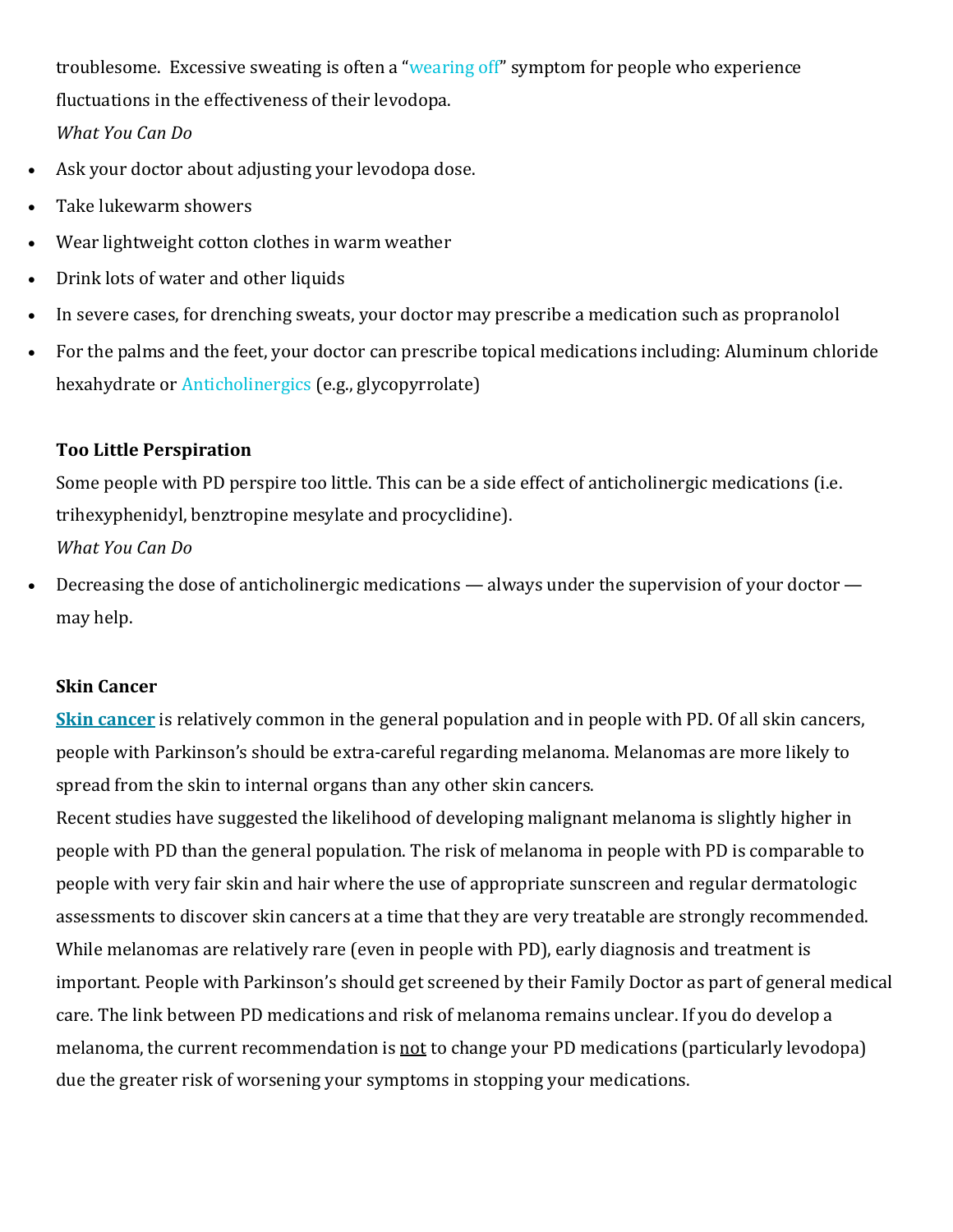troublesome. Excessive sweating is often a "wearing off" symptom for people who experience fluctuations in the effectiveness of their levodopa.

*What You Can Do*

- Ask your doctor about adjusting your levodopa dose.
- Take lukewarm showers
- Wear lightweight cotton clothes in warm weather
- Drink lots of water and other liquids
- In severe cases, for drenching sweats, your doctor may prescribe a medication such as propranolol
- For the palms and the feet, your doctor can prescribe topical medications including: Aluminum chloride hexahydrate or Anticholinergics (e.g., glycopyrrolate)

**Too Little Perspiration**

Some people with PD perspire too little. This can be a side effect of anticholinergic medications (i.e. trihexyphenidyl, benztropine mesylate and procyclidine).

*What You Can Do*

- Decreasing the dose of anticholinergic medications — always under the supervision of your doctor — may help.

**Skin Cancer**

**Skin cancer** is relatively common in the general population and in people with PD. Of all skin cancers, people with Parkinson's should be extra-careful regarding melanoma. Melanomas are more likely to spread from the skin to internal organs than any other skin cancers.

Recent studies have suggested the likelihood of developing malignant melanoma is slightly higher in people with PD than the general population. The risk of melanoma in people with PD is comparable to people with very fair skin and hair where the use of appropriate sunscreen and regular dermatologic assessments to discover skin cancers at a time that they are very treatable are strongly recommended. While melanomas are relatively rare (even in people with PD), early diagnosis and treatment is important. People with Parkinson's should get screened by their Family Doctor as part of general medical care. The link between PD medications and risk of melanoma remains unclear. If you do develop a melanoma, the current recommendation is not to change your PD medications (particularly levodopa) due the greater risk of worsening your symptoms in stopping your medications.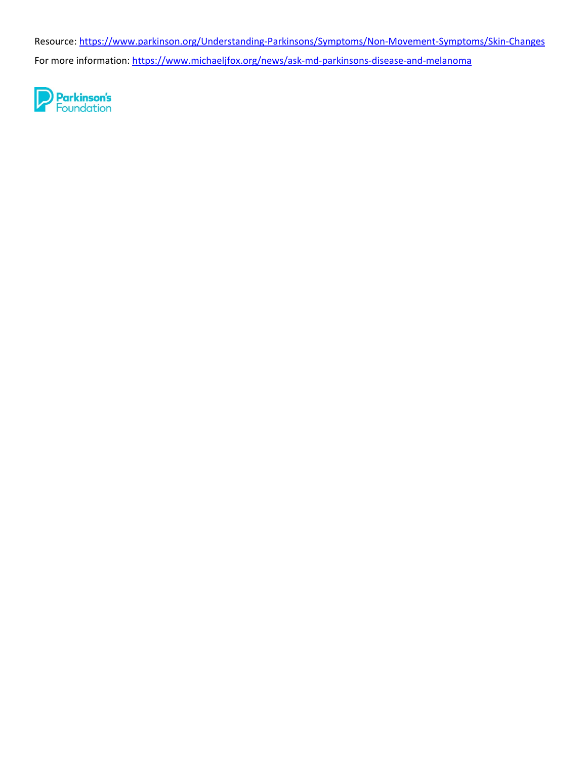Resource: https://www.parkinson.org/Understanding-Parkinsons/Symptoms/Non-Movement-Symptoms/Skin-Changes

For more information: https://www.michaeljfox.org/news/ask-md-parkinsons-disease-and-melanoma

Parkinson's Foundation